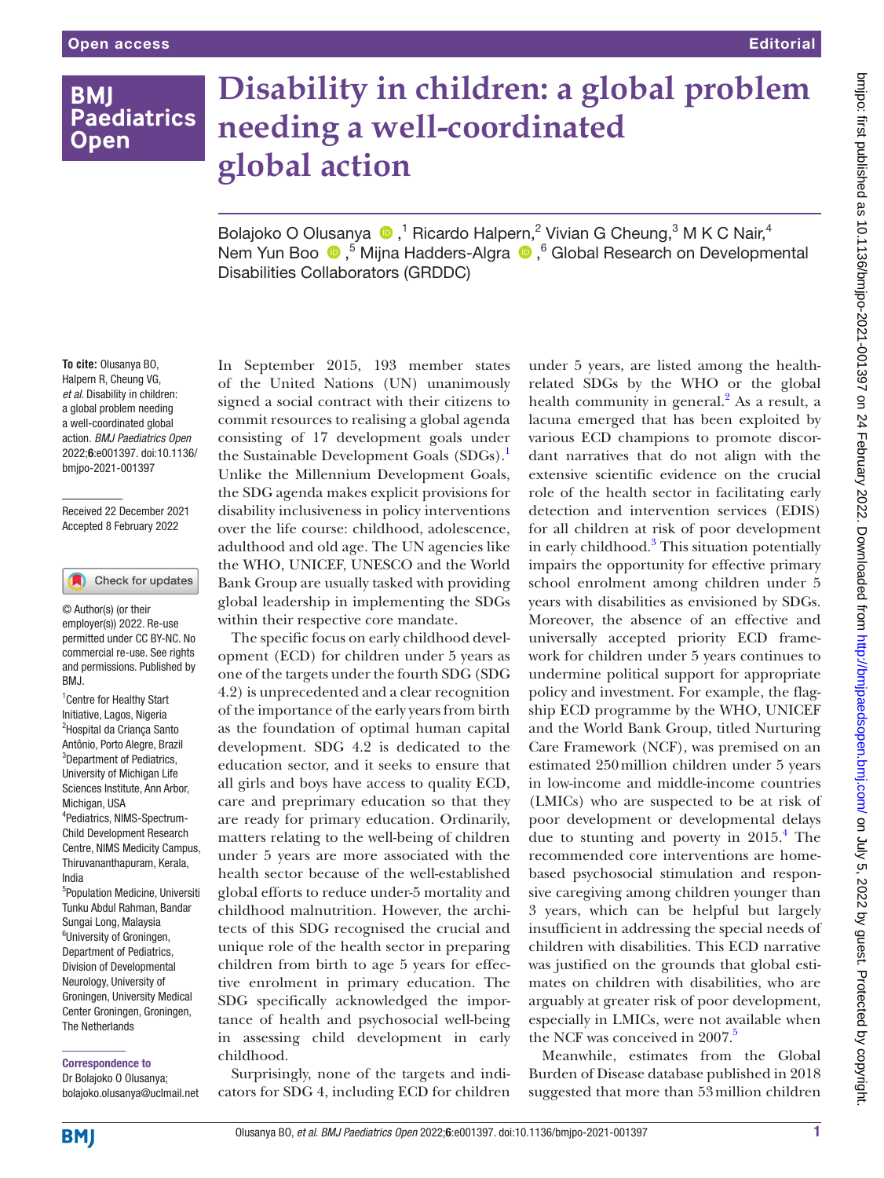Open access

Editorial

# Disability in children: a global problem needing a well-coordinated global action

Bolajoko O Olusanya,[1] Ricardo Halpern,[2] Vivian G Cheung,[3] M K C Nair,[4] Nem Yun Boo,[5] Mijna Hadders-Algra,[6] Global Research on Developmental Disabilities Collaborators (GRDDC)

**To cite:** Olusanya BO, Halpern R, Cheung VG, *et al*. Disability in children: a global problem needing a well-coordinated global action. *BMJ Paediatrics Open* 2022;**6**:e001397. doi:10.1136/bmjpo-2021-001397

Received 22 December 2021
Accepted 8 February 2022

© Author(s) (or their employer(s)) 2022. Re-use permitted under CC BY-NC. No commercial re-use. See rights and permissions. Published by BMJ.

[1]Centre for Healthy Start Initiative, Lagos, Nigeria
[2]Hospital da Criança Santo Antônio, Porto Alegre, Brazil
[3]Department of Pediatrics, University of Michigan Life Sciences Institute, Ann Arbor, Michigan, USA
[4]Pediatrics, NIMS-Spectrum-Child Development Research Centre, NIMS Medicity Campus, Thiruvananthapuram, Kerala, India
[5]Population Medicine, Universiti Tunku Abdul Rahman, Bandar Sungai Long, Malaysia
[6]University of Groningen, Department of Pediatrics, Division of Developmental Neurology, University of Groningen, University Medical Center Groningen, Groningen, The Netherlands

**Correspondence to**
Dr Bolajoko O Olusanya; bolajoko.olusanya@uclmail.net

In September 2015, 193 member states of the United Nations (UN) unanimously signed a social contract with their citizens to commit resources to realising a global agenda consisting of 17 development goals under the Sustainable Development Goals (SDGs).[1] Unlike the Millennium Development Goals, the SDG agenda makes explicit provisions for disability inclusiveness in policy interventions over the life course: childhood, adolescence, adulthood and old age. The UN agencies like the WHO, UNICEF, UNESCO and the World Bank Group are usually tasked with providing global leadership in implementing the SDGs within their respective core mandate.

The specific focus on early childhood development (ECD) for children under 5 years as one of the targets under the fourth SDG (SDG 4.2) is unprecedented and a clear recognition of the importance of the early years from birth as the foundation of optimal human capital development. SDG 4.2 is dedicated to the education sector, and it seeks to ensure that all girls and boys have access to quality ECD, care and preprimary education so that they are ready for primary education. Ordinarily, matters relating to the well-being of children under 5 years are more associated with the health sector because of the well-established global efforts to reduce under-5 mortality and childhood malnutrition. However, the architects of this SDG recognised the crucial and unique role of the health sector in preparing children from birth to age 5 years for effective enrolment in primary education. The SDG specifically acknowledged the importance of health and psychosocial well-being in assessing child development in early childhood.

Surprisingly, none of the targets and indicators for SDG 4, including ECD for children under 5 years, are listed among the health-related SDGs by the WHO or the global health community in general.[2] As a result, a lacuna emerged that has been exploited by various ECD champions to promote discordant narratives that do not align with the extensive scientific evidence on the crucial role of the health sector in facilitating early detection and intervention services (EDIS) for all children at risk of poor development in early childhood.[3] This situation potentially impairs the opportunity for effective primary school enrolment among children under 5 years with disabilities as envisioned by SDGs. Moreover, the absence of an effective and universally accepted priority ECD framework for children under 5 years continues to undermine political support for appropriate policy and investment. For example, the flagship ECD programme by the WHO, UNICEF and the World Bank Group, titled Nurturing Care Framework (NCF), was premised on an estimated 250 million children under 5 years in low-income and middle-income countries (LMICs) who are suspected to be at risk of poor development or developmental delays due to stunting and poverty in 2015.[4] The recommended core interventions are home-based psychosocial stimulation and responsive caregiving among children younger than 3 years, which can be helpful but largely insufficient in addressing the special needs of children with disabilities. This ECD narrative was justified on the grounds that global estimates on children with disabilities, who are arguably at greater risk of poor development, especially in LMICs, were not available when the NCF was conceived in 2007.[5]

Meanwhile, estimates from the Global Burden of Disease database published in 2018 suggested that more than 53 million children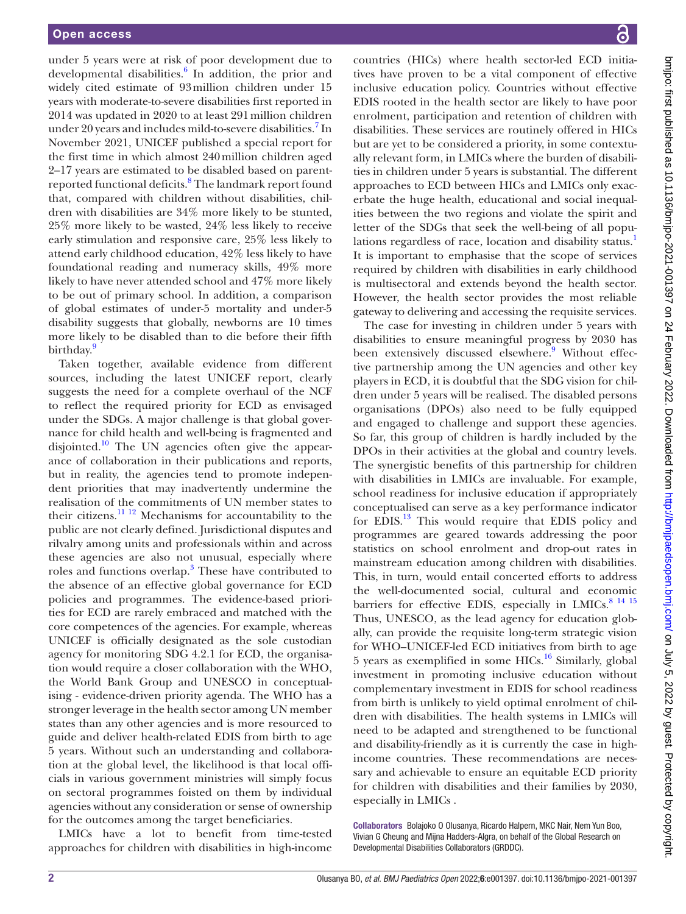under 5 years were at risk of poor development due to developmental disabilities.[6] In addition, the prior and widely cited estimate of 93 million children under 15 years with moderate-to-severe disabilities first reported in 2014 was updated in 2020 to at least 291 million children under 20 years and includes mild-to-severe disabilities.[7] In November 2021, UNICEF published a special report for the first time in which almost 240 million children aged 2–17 years are estimated to be disabled based on parent-reported functional deficits.[8] The landmark report found that, compared with children without disabilities, children with disabilities are 34% more likely to be stunted, 25% more likely to be wasted, 24% less likely to receive early stimulation and responsive care, 25% less likely to attend early childhood education, 42% less likely to have foundational reading and numeracy skills, 49% more likely to have never attended school and 47% more likely to be out of primary school. In addition, a comparison of global estimates of under-5 mortality and under-5 disability suggests that globally, newborns are 10 times more likely to be disabled than to die before their fifth birthday.[9]

Taken together, available evidence from different sources, including the latest UNICEF report, clearly suggests the need for a complete overhaul of the NCF to reflect the required priority for ECD as envisaged under the SDGs. A major challenge is that global governance for child health and well-being is fragmented and disjointed.[10] The UN agencies often give the appearance of collaboration in their publications and reports, but in reality, the agencies tend to promote independent priorities that may inadvertently undermine the realisation of the commitments of UN member states to their citizens.[11 12] Mechanisms for accountability to the public are not clearly defined. Jurisdictional disputes and rivalry among units and professionals within and across these agencies are also not unusual, especially where roles and functions overlap.[3] These have contributed to the absence of an effective global governance for ECD policies and programmes. The evidence-based priorities for ECD are rarely embraced and matched with the core competences of the agencies. For example, whereas UNICEF is officially designated as the sole custodian agency for monitoring SDG 4.2.1 for ECD, the organisation would require a closer collaboration with the WHO, the World Bank Group and UNESCO in conceptualising - evidence-driven priority agenda. The WHO has a stronger leverage in the health sector among UN member states than any other agencies and is more resourced to guide and deliver health-related EDIS from birth to age 5 years. Without such an understanding and collaboration at the global level, the likelihood is that local officials in various government ministries will simply focus on sectoral programmes foisted on them by individual agencies without any consideration or sense of ownership for the outcomes among the target beneficiaries.

LMICs have a lot to benefit from time-tested approaches for children with disabilities in high-income countries (HICs) where health sector-led ECD initiatives have proven to be a vital component of effective inclusive education policy. Countries without effective EDIS rooted in the health sector are likely to have poor enrolment, participation and retention of children with disabilities. These services are routinely offered in HICs but are yet to be considered a priority, in some contextually relevant form, in LMICs where the burden of disabilities in children under 5 years is substantial. The different approaches to ECD between HICs and LMICs only exacerbate the huge health, educational and social inequalities between the two regions and violate the spirit and letter of the SDGs that seek the well-being of all populations regardless of race, location and disability status.[1] It is important to emphasise that the scope of services required by children with disabilities in early childhood is multisectoral and extends beyond the health sector. However, the health sector provides the most reliable gateway to delivering and accessing the requisite services.

The case for investing in children under 5 years with disabilities to ensure meaningful progress by 2030 has been extensively discussed elsewhere.[9] Without effective partnership among the UN agencies and other key players in ECD, it is doubtful that the SDG vision for children under 5 years will be realised. The disabled persons organisations (DPOs) also need to be fully equipped and engaged to challenge and support these agencies. So far, this group of children is hardly included by the DPOs in their activities at the global and country levels. The synergistic benefits of this partnership for children with disabilities in LMICs are invaluable. For example, school readiness for inclusive education if appropriately conceptualised can serve as a key performance indicator for EDIS.[13] This would require that EDIS policy and programmes are geared towards addressing the poor statistics on school enrolment and drop-out rates in mainstream education among children with disabilities. This, in turn, would entail concerted efforts to address the well-documented social, cultural and economic barriers for effective EDIS, especially in LMICs.[8 14 15] Thus, UNESCO, as the lead agency for education globally, can provide the requisite long-term strategic vision for WHO–UNICEF-led ECD initiatives from birth to age 5 years as exemplified in some HICs.[16] Similarly, global investment in promoting inclusive education without complementary investment in EDIS for school readiness from birth is unlikely to yield optimal enrolment of children with disabilities. The health systems in LMICs will need to be adapted and strengthened to be functional and disability-friendly as it is currently the case in high-income countries. These recommendations are necessary and achievable to ensure an equitable ECD priority for children with disabilities and their families by 2030, especially in LMICs .

**Collaborators** Bolajoko O Olusanya, Ricardo Halpern, MKC Nair, Nem Yun Boo, Vivian G Cheung and Mijna Hadders-Algra, on behalf of the Global Research on Developmental Disabilities Collaborators (GRDDC).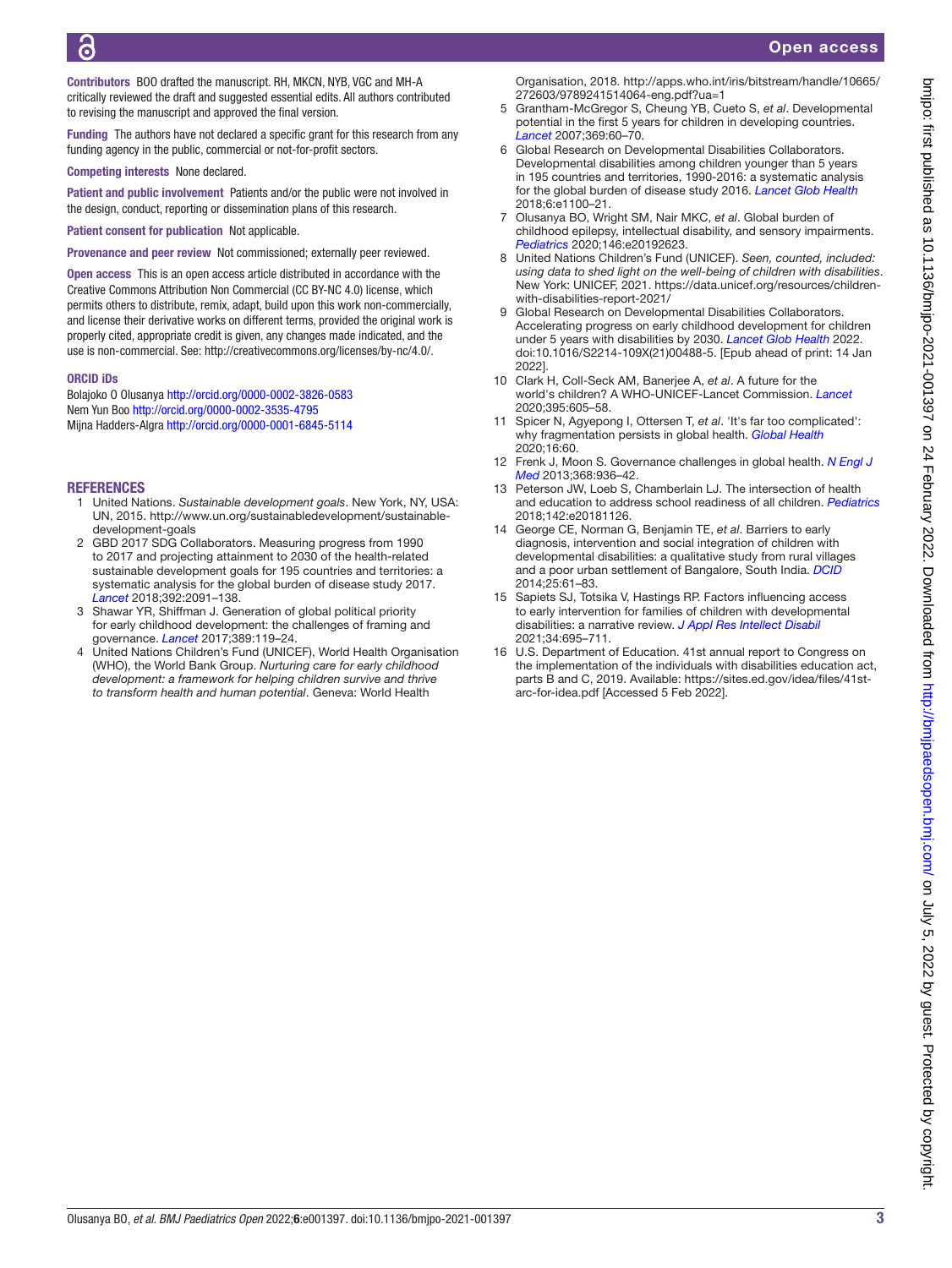**Contributors** BOO drafted the manuscript. RH, MKCN, NYB, VGC and MH-A critically reviewed the draft and suggested essential edits. All authors contributed to revising the manuscript and approved the final version.

**Funding** The authors have not declared a specific grant for this research from any funding agency in the public, commercial or not-for-profit sectors.

**Competing interests** None declared.

**Patient and public involvement** Patients and/or the public were not involved in the design, conduct, reporting or dissemination plans of this research.

**Patient consent for publication** Not applicable.

**Provenance and peer review** Not commissioned; externally peer reviewed.

**Open access** This is an open access article distributed in accordance with the Creative Commons Attribution Non Commercial (CC BY-NC 4.0) license, which permits others to distribute, remix, adapt, build upon this work non-commercially, and license their derivative works on different terms, provided the original work is properly cited, appropriate credit is given, any changes made indicated, and the use is non-commercial. See: http://creativecommons.org/licenses/by-nc/4.0/.

**ORCID iDs**

Bolajoko O Olusanya http://orcid.org/0000-0002-3826-0583
Nem Yun Boo http://orcid.org/0000-0002-3535-4795
Mijna Hadders-Algra http://orcid.org/0000-0001-6845-5114

## REFERENCES

1. United Nations. *Sustainable development goals*. New York, NY, USA: UN, 2015. http://www.un.org/sustainabledevelopment/sustainable-development-goals
2. GBD 2017 SDG Collaborators. Measuring progress from 1990 to 2017 and projecting attainment to 2030 of the health-related sustainable development goals for 195 countries and territories: a systematic analysis for the global burden of disease study 2017. *Lancet* 2018;392:2091–138.
3. Shawar YR, Shiffman J. Generation of global political priority for early childhood development: the challenges of framing and governance. *Lancet* 2017;389:119–24.
4. United Nations Children's Fund (UNICEF), World Health Organisation (WHO), the World Bank Group. *Nurturing care for early childhood development: a framework for helping children survive and thrive to transform health and human potential*. Geneva: World Health Organisation, 2018. http://apps.who.int/iris/bitstream/handle/10665/272603/9789241514064-eng.pdf?ua=1
5. Grantham-McGregor S, Cheung YB, Cueto S, *et al*. Developmental potential in the first 5 years for children in developing countries. *Lancet* 2007;369:60–70.
6. Global Research on Developmental Disabilities Collaborators. Developmental disabilities among children younger than 5 years in 195 countries and territories, 1990-2016: a systematic analysis for the global burden of disease study 2016. *Lancet Glob Health* 2018;6:e1100–21.
7. Olusanya BO, Wright SM, Nair MKC, *et al*. Global burden of childhood epilepsy, intellectual disability, and sensory impairments. *Pediatrics* 2020;146:e20192623.
8. United Nations Children's Fund (UNICEF). *Seen, counted, included: using data to shed light on the well-being of children with disabilities*. New York: UNICEF, 2021. https://data.unicef.org/resources/children-with-disabilities-report-2021/
9. Global Research on Developmental Disabilities Collaborators. Accelerating progress on early childhood development for children under 5 years with disabilities by 2030. *Lancet Glob Health* 2022. doi:10.1016/S2214-109X(21)00488-5. [Epub ahead of print: 14 Jan 2022].
10. Clark H, Coll-Seck AM, Banerjee A, *et al*. A future for the world's children? A WHO-UNICEF-Lancet Commission. *Lancet* 2020;395:605–58.
11. Spicer N, Agyepong I, Ottersen T, *et al*. 'It's far too complicated': why fragmentation persists in global health. *Global Health* 2020;16:60.
12. Frenk J, Moon S. Governance challenges in global health. *N Engl J Med* 2013;368:936–42.
13. Peterson JW, Loeb S, Chamberlain LJ. The intersection of health and education to address school readiness of all children. *Pediatrics* 2018;142:e20181126.
14. George CE, Norman G, Benjamin TE, *et al*. Barriers to early diagnosis, intervention and social integration of children with developmental disabilities: a qualitative study from rural villages and a poor urban settlement of Bangalore, South India. *DCID* 2014;25:61–83.
15. Sapiets SJ, Totsika V, Hastings RP. Factors influencing access to early intervention for families of children with developmental disabilities: a narrative review. *J Appl Res Intellect Disabil* 2021;34:695–711.
16. U.S. Department of Education. 41st annual report to Congress on the implementation of the individuals with disabilities education act, parts B and C, 2019. Available: https://sites.ed.gov/idea/files/41st-arc-for-idea.pdf [Accessed 5 Feb 2022].